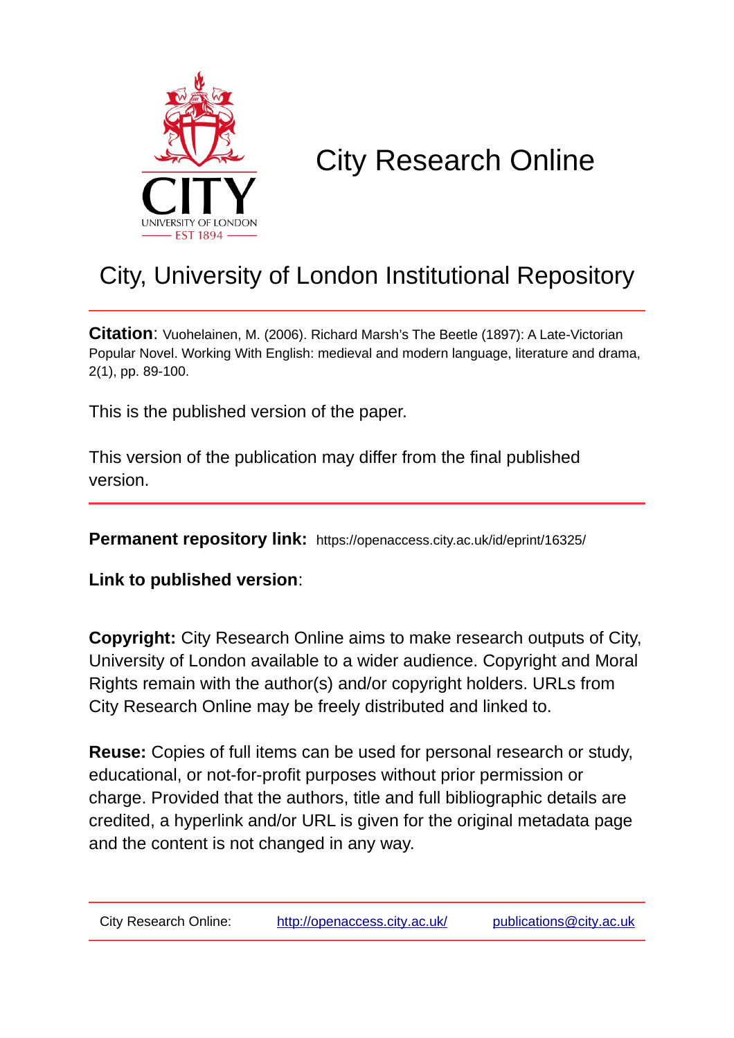# City Research Online

## City, University of London Institutional Repository

**Citation**: Vuohelainen, M. (2006). Richard Marsh's The Beetle (1897): A Late-Victorian Popular Novel. Working With English: medieval and modern language, literature and drama, 2(1), pp. 89-100.

This is the published version of the paper.

This version of the publication may differ from the final published version.

**Permanent repository link:** https://openaccess.city.ac.uk/id/eprint/16325/

**Link to published version**:

**Copyright:** City Research Online aims to make research outputs of City, University of London available to a wider audience. Copyright and Moral Rights remain with the author(s) and/or copyright holders. URLs from City Research Online may be freely distributed and linked to.

**Reuse:** Copies of full items can be used for personal research or study, educational, or not-for-profit purposes without prior permission or charge. Provided that the authors, title and full bibliographic details are credited, a hyperlink and/or URL is given for the original metadata page and the content is not changed in any way.

City Research Online: http://openaccess.city.ac.uk/ publications@city.ac.uk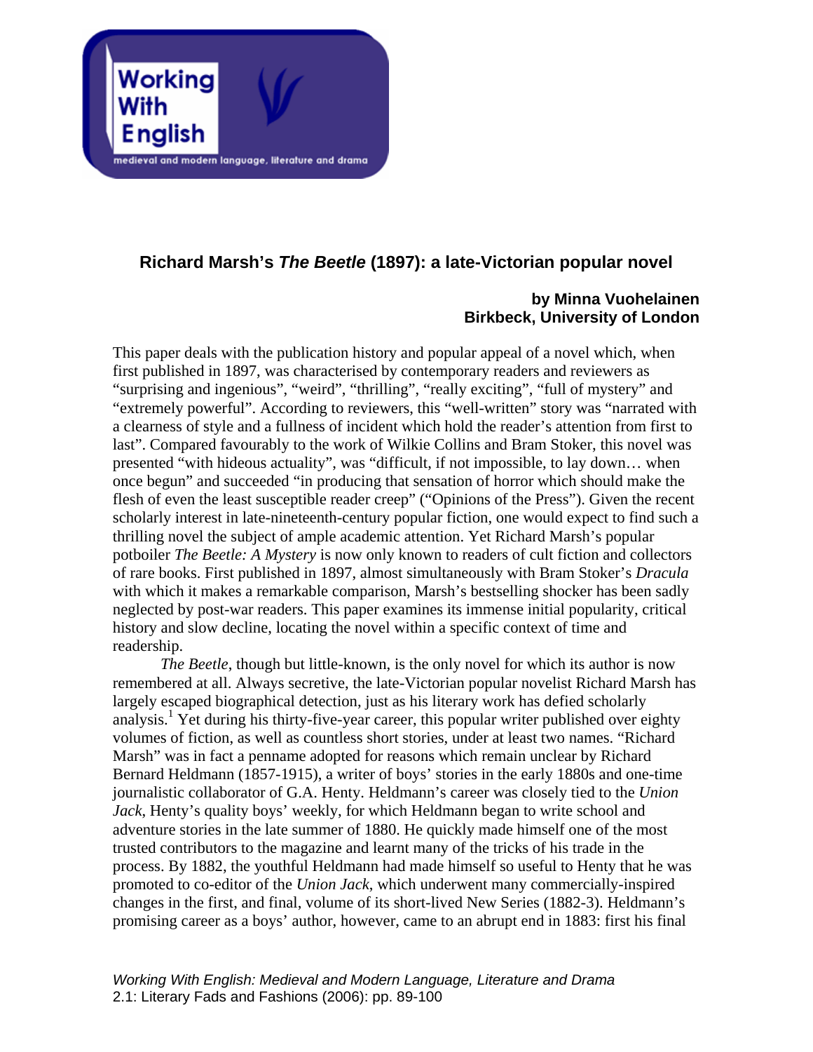## Richard Marsh's *The Beetle* (1897): a late-Victorian popular novel

**by Minna Vuohelainen**
**Birkbeck, University of London**

This paper deals with the publication history and popular appeal of a novel which, when first published in 1897, was characterised by contemporary readers and reviewers as "surprising and ingenious", "weird", "thrilling", "really exciting", "full of mystery" and "extremely powerful". According to reviewers, this "well-written" story was "narrated with a clearness of style and a fullness of incident which hold the reader's attention from first to last". Compared favourably to the work of Wilkie Collins and Bram Stoker, this novel was presented "with hideous actuality", was "difficult, if not impossible, to lay down… when once begun" and succeeded "in producing that sensation of horror which should make the flesh of even the least susceptible reader creep" ("Opinions of the Press"). Given the recent scholarly interest in late-nineteenth-century popular fiction, one would expect to find such a thrilling novel the subject of ample academic attention. Yet Richard Marsh's popular potboiler *The Beetle: A Mystery* is now only known to readers of cult fiction and collectors of rare books. First published in 1897, almost simultaneously with Bram Stoker's *Dracula* with which it makes a remarkable comparison, Marsh's bestselling shocker has been sadly neglected by post-war readers. This paper examines its immense initial popularity, critical history and slow decline, locating the novel within a specific context of time and readership.

*The Beetle*, though but little-known, is the only novel for which its author is now remembered at all. Always secretive, the late-Victorian popular novelist Richard Marsh has largely escaped biographical detection, just as his literary work has defied scholarly analysis.[1] Yet during his thirty-five-year career, this popular writer published over eighty volumes of fiction, as well as countless short stories, under at least two names. "Richard Marsh" was in fact a penname adopted for reasons which remain unclear by Richard Bernard Heldmann (1857-1915), a writer of boys' stories in the early 1880s and one-time journalistic collaborator of G.A. Henty. Heldmann's career was closely tied to the *Union Jack*, Henty's quality boys' weekly, for which Heldmann began to write school and adventure stories in the late summer of 1880. He quickly made himself one of the most trusted contributors to the magazine and learnt many of the tricks of his trade in the process. By 1882, the youthful Heldmann had made himself so useful to Henty that he was promoted to co-editor of the *Union Jack*, which underwent many commercially-inspired changes in the first, and final, volume of its short-lived New Series (1882-3). Heldmann's promising career as a boys' author, however, came to an abrupt end in 1883: first his final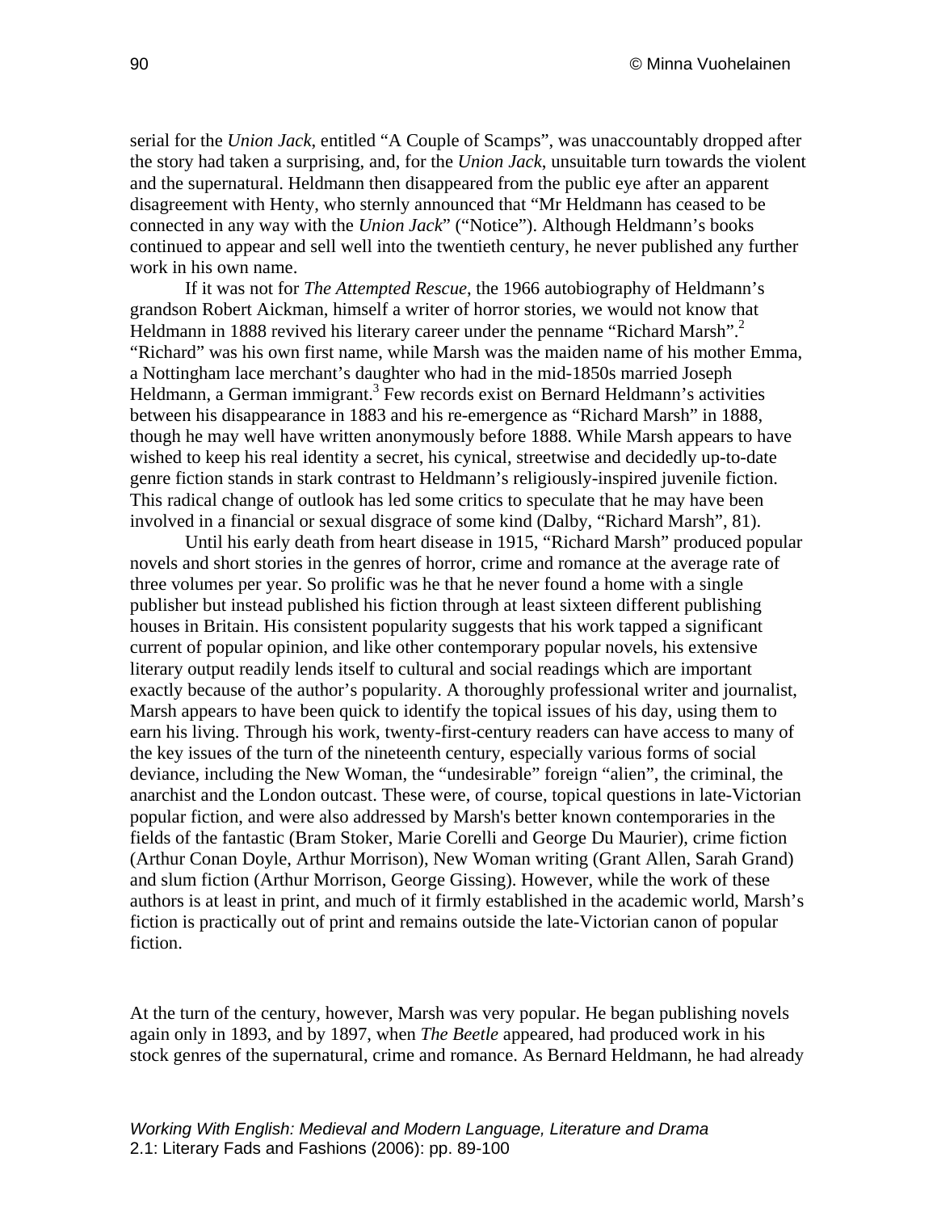serial for the *Union Jack*, entitled “A Couple of Scamps”, was unaccountably dropped after the story had taken a surprising, and, for the *Union Jack*, unsuitable turn towards the violent and the supernatural. Heldmann then disappeared from the public eye after an apparent disagreement with Henty, who sternly announced that “Mr Heldmann has ceased to be connected in any way with the *Union Jack*” (“Notice”). Although Heldmann’s books continued to appear and sell well into the twentieth century, he never published any further work in his own name.

If it was not for *The Attempted Rescue*, the 1966 autobiography of Heldmann’s grandson Robert Aickman, himself a writer of horror stories, we would not know that Heldmann in 1888 revived his literary career under the penname “Richard Marsh”.[2] “Richard” was his own first name, while Marsh was the maiden name of his mother Emma, a Nottingham lace merchant’s daughter who had in the mid-1850s married Joseph Heldmann, a German immigrant.[3] Few records exist on Bernard Heldmann’s activities between his disappearance in 1883 and his re-emergence as “Richard Marsh” in 1888, though he may well have written anonymously before 1888. While Marsh appears to have wished to keep his real identity a secret, his cynical, streetwise and decidedly up-to-date genre fiction stands in stark contrast to Heldmann’s religiously-inspired juvenile fiction. This radical change of outlook has led some critics to speculate that he may have been involved in a financial or sexual disgrace of some kind (Dalby, “Richard Marsh”, 81).

Until his early death from heart disease in 1915, “Richard Marsh” produced popular novels and short stories in the genres of horror, crime and romance at the average rate of three volumes per year. So prolific was he that he never found a home with a single publisher but instead published his fiction through at least sixteen different publishing houses in Britain. His consistent popularity suggests that his work tapped a significant current of popular opinion, and like other contemporary popular novels, his extensive literary output readily lends itself to cultural and social readings which are important exactly because of the author’s popularity. A thoroughly professional writer and journalist, Marsh appears to have been quick to identify the topical issues of his day, using them to earn his living. Through his work, twenty-first-century readers can have access to many of the key issues of the turn of the nineteenth century, especially various forms of social deviance, including the New Woman, the “undesirable” foreign “alien”, the criminal, the anarchist and the London outcast. These were, of course, topical questions in late-Victorian popular fiction, and were also addressed by Marsh's better known contemporaries in the fields of the fantastic (Bram Stoker, Marie Corelli and George Du Maurier), crime fiction (Arthur Conan Doyle, Arthur Morrison), New Woman writing (Grant Allen, Sarah Grand) and slum fiction (Arthur Morrison, George Gissing). However, while the work of these authors is at least in print, and much of it firmly established in the academic world, Marsh’s fiction is practically out of print and remains outside the late-Victorian canon of popular fiction.

At the turn of the century, however, Marsh was very popular. He began publishing novels again only in 1893, and by 1897, when *The Beetle* appeared, had produced work in his stock genres of the supernatural, crime and romance. As Bernard Heldmann, he had already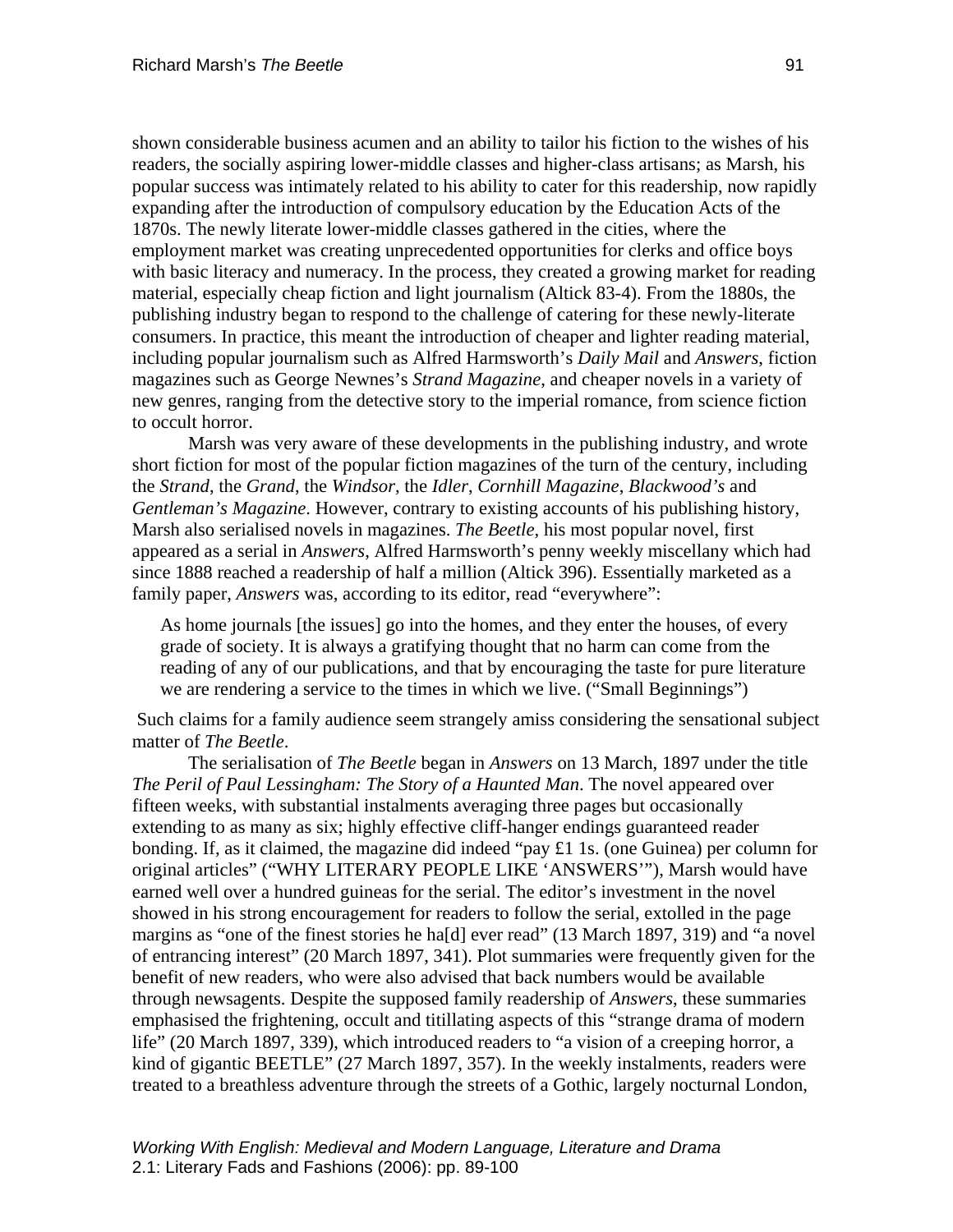shown considerable business acumen and an ability to tailor his fiction to the wishes of his readers, the socially aspiring lower-middle classes and higher-class artisans; as Marsh, his popular success was intimately related to his ability to cater for this readership, now rapidly expanding after the introduction of compulsory education by the Education Acts of the 1870s. The newly literate lower-middle classes gathered in the cities, where the employment market was creating unprecedented opportunities for clerks and office boys with basic literacy and numeracy. In the process, they created a growing market for reading material, especially cheap fiction and light journalism (Altick 83-4). From the 1880s, the publishing industry began to respond to the challenge of catering for these newly-literate consumers. In practice, this meant the introduction of cheaper and lighter reading material, including popular journalism such as Alfred Harmsworth's *Daily Mail* and *Answers*, fiction magazines such as George Newnes's *Strand Magazine*, and cheaper novels in a variety of new genres, ranging from the detective story to the imperial romance, from science fiction to occult horror.

Marsh was very aware of these developments in the publishing industry, and wrote short fiction for most of the popular fiction magazines of the turn of the century, including the *Strand*, the *Grand*, the *Windsor*, the *Idler*, *Cornhill Magazine*, *Blackwood's* and *Gentleman's Magazine*. However, contrary to existing accounts of his publishing history, Marsh also serialised novels in magazines. *The Beetle*, his most popular novel, first appeared as a serial in *Answers*, Alfred Harmsworth's penny weekly miscellany which had since 1888 reached a readership of half a million (Altick 396). Essentially marketed as a family paper, *Answers* was, according to its editor, read "everywhere":

> As home journals [the issues] go into the homes, and they enter the houses, of every grade of society. It is always a gratifying thought that no harm can come from the reading of any of our publications, and that by encouraging the taste for pure literature we are rendering a service to the times in which we live. ("Small Beginnings")

Such claims for a family audience seem strangely amiss considering the sensational subject matter of *The Beetle*.

The serialisation of *The Beetle* began in *Answers* on 13 March, 1897 under the title *The Peril of Paul Lessingham: The Story of a Haunted Man*. The novel appeared over fifteen weeks, with substantial instalments averaging three pages but occasionally extending to as many as six; highly effective cliff-hanger endings guaranteed reader bonding. If, as it claimed, the magazine did indeed "pay £1 1s. (one Guinea) per column for original articles" ("WHY LITERARY PEOPLE LIKE 'ANSWERS'"), Marsh would have earned well over a hundred guineas for the serial. The editor's investment in the novel showed in his strong encouragement for readers to follow the serial, extolled in the page margins as "one of the finest stories he ha[d] ever read" (13 March 1897, 319) and "a novel of entrancing interest" (20 March 1897, 341). Plot summaries were frequently given for the benefit of new readers, who were also advised that back numbers would be available through newsagents. Despite the supposed family readership of *Answers*, these summaries emphasised the frightening, occult and titillating aspects of this "strange drama of modern life" (20 March 1897, 339), which introduced readers to "a vision of a creeping horror, a kind of gigantic BEETLE" (27 March 1897, 357). In the weekly instalments, readers were treated to a breathless adventure through the streets of a Gothic, largely nocturnal London,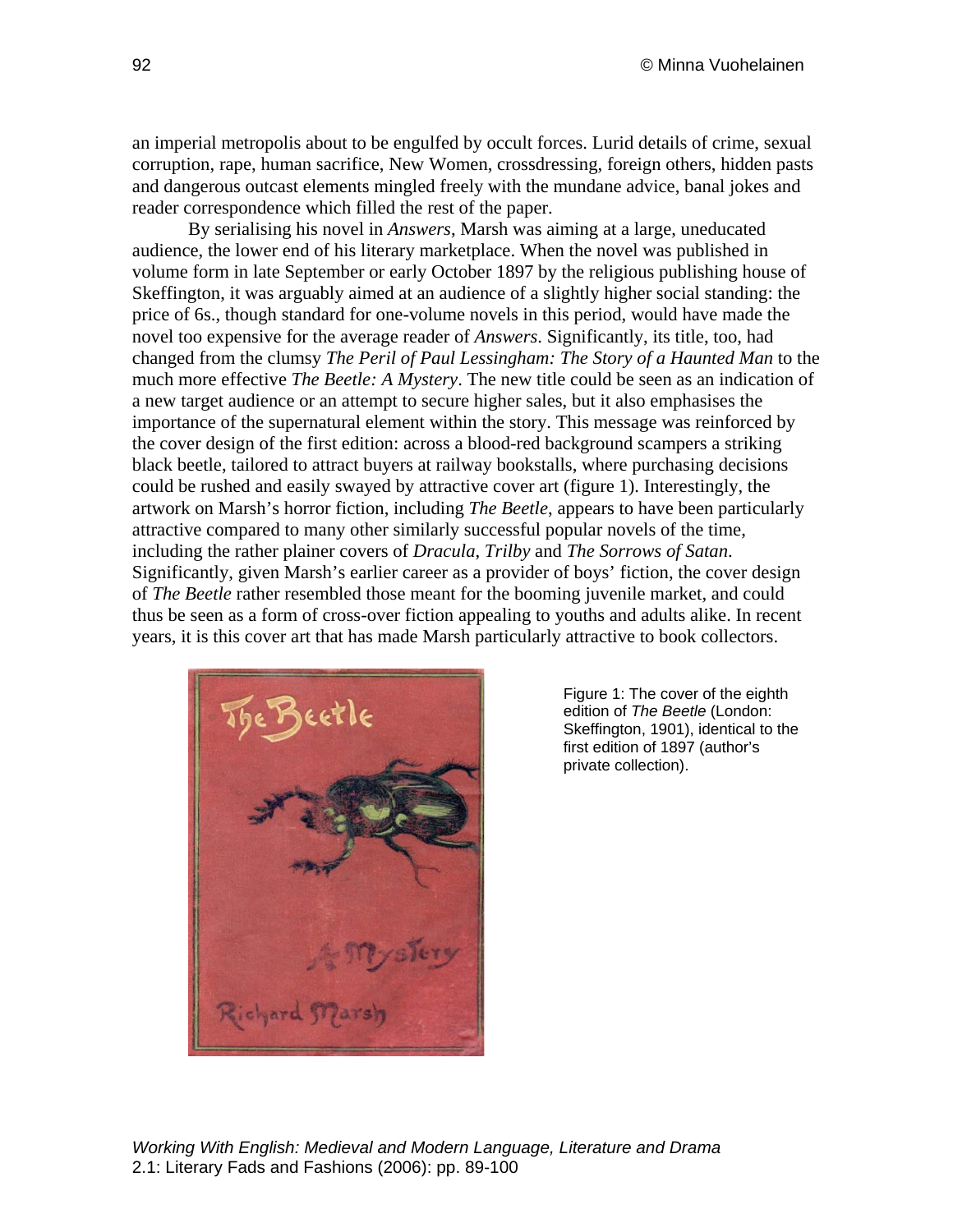an imperial metropolis about to be engulfed by occult forces. Lurid details of crime, sexual corruption, rape, human sacrifice, New Women, crossdressing, foreign others, hidden pasts and dangerous outcast elements mingled freely with the mundane advice, banal jokes and reader correspondence which filled the rest of the paper.

By serialising his novel in *Answers*, Marsh was aiming at a large, uneducated audience, the lower end of his literary marketplace. When the novel was published in volume form in late September or early October 1897 by the religious publishing house of Skeffington, it was arguably aimed at an audience of a slightly higher social standing: the price of 6s., though standard for one-volume novels in this period, would have made the novel too expensive for the average reader of *Answers*. Significantly, its title, too, had changed from the clumsy *The Peril of Paul Lessingham: The Story of a Haunted Man* to the much more effective *The Beetle: A Mystery*. The new title could be seen as an indication of a new target audience or an attempt to secure higher sales, but it also emphasises the importance of the supernatural element within the story. This message was reinforced by the cover design of the first edition: across a blood-red background scampers a striking black beetle, tailored to attract buyers at railway bookstalls, where purchasing decisions could be rushed and easily swayed by attractive cover art (figure 1). Interestingly, the artwork on Marsh's horror fiction, including *The Beetle*, appears to have been particularly attractive compared to many other similarly successful popular novels of the time, including the rather plainer covers of *Dracula*, *Trilby* and *The Sorrows of Satan*. Significantly, given Marsh's earlier career as a provider of boys' fiction, the cover design of *The Beetle* rather resembled those meant for the booming juvenile market, and could thus be seen as a form of cross-over fiction appealing to youths and adults alike. In recent years, it is this cover art that has made Marsh particularly attractive to book collectors.

Figure 1: The cover of the eighth edition of *The Beetle* (London: Skeffington, 1901), identical to the first edition of 1897 (author's private collection).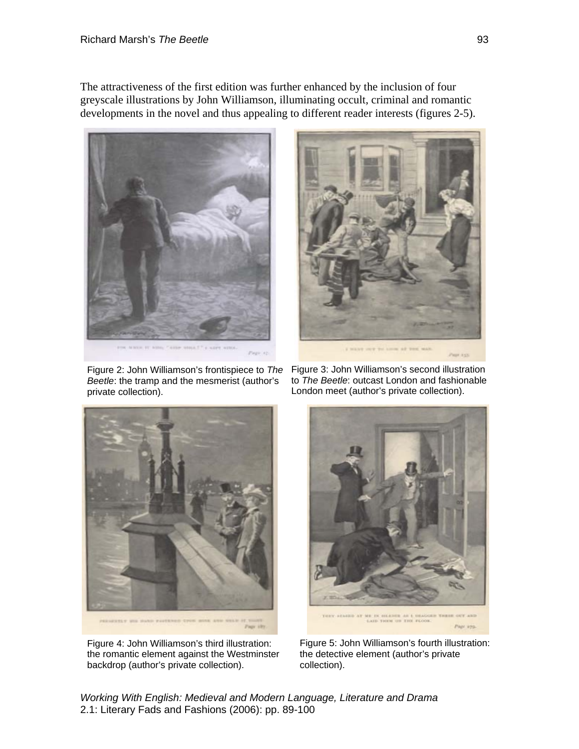The attractiveness of the first edition was further enhanced by the inclusion of four greyscale illustrations by John Williamson, illuminating occult, criminal and romantic developments in the novel and thus appealing to different reader interests (figures 2-5).

Figure 2: John Williamson's frontispiece to *The Beetle*: the tramp and the mesmerist (author's private collection).

Figure 3: John Williamson's second illustration to *The Beetle*: outcast London and fashionable London meet (author's private collection).

Figure 4: John Williamson's third illustration: the romantic element against the Westminster backdrop (author's private collection).

Figure 5: John Williamson's fourth illustration: the detective element (author's private collection).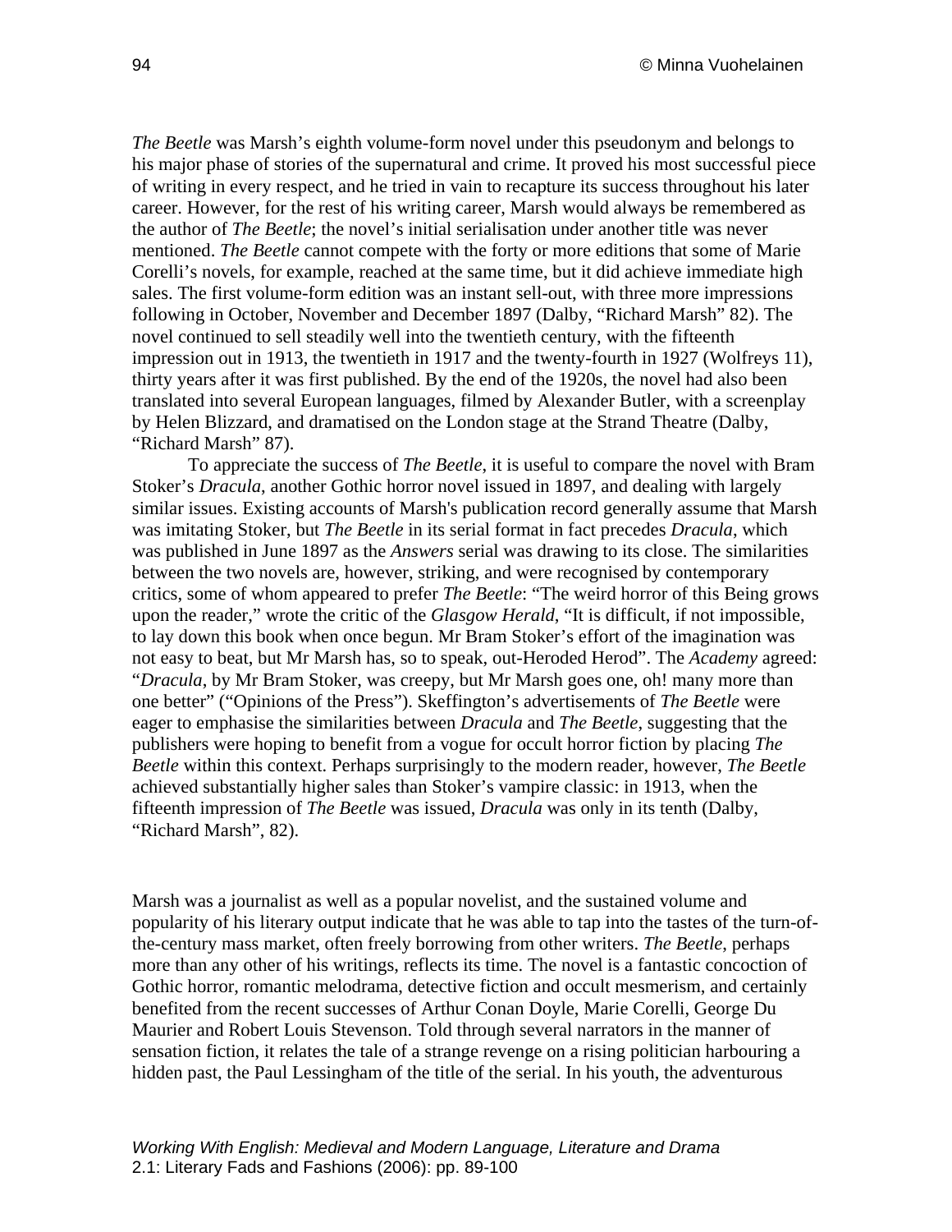*The Beetle* was Marsh's eighth volume-form novel under this pseudonym and belongs to his major phase of stories of the supernatural and crime. It proved his most successful piece of writing in every respect, and he tried in vain to recapture its success throughout his later career. However, for the rest of his writing career, Marsh would always be remembered as the author of *The Beetle*; the novel's initial serialisation under another title was never mentioned. *The Beetle* cannot compete with the forty or more editions that some of Marie Corelli's novels, for example, reached at the same time, but it did achieve immediate high sales. The first volume-form edition was an instant sell-out, with three more impressions following in October, November and December 1897 (Dalby, "Richard Marsh" 82). The novel continued to sell steadily well into the twentieth century, with the fifteenth impression out in 1913, the twentieth in 1917 and the twenty-fourth in 1927 (Wolfreys 11), thirty years after it was first published. By the end of the 1920s, the novel had also been translated into several European languages, filmed by Alexander Butler, with a screenplay by Helen Blizzard, and dramatised on the London stage at the Strand Theatre (Dalby, "Richard Marsh" 87).

To appreciate the success of *The Beetle*, it is useful to compare the novel with Bram Stoker's *Dracula*, another Gothic horror novel issued in 1897, and dealing with largely similar issues. Existing accounts of Marsh's publication record generally assume that Marsh was imitating Stoker, but *The Beetle* in its serial format in fact precedes *Dracula*, which was published in June 1897 as the *Answers* serial was drawing to its close. The similarities between the two novels are, however, striking, and were recognised by contemporary critics, some of whom appeared to prefer *The Beetle*: "The weird horror of this Being grows upon the reader," wrote the critic of the *Glasgow Herald*, "It is difficult, if not impossible, to lay down this book when once begun. Mr Bram Stoker's effort of the imagination was not easy to beat, but Mr Marsh has, so to speak, out-Heroded Herod". The *Academy* agreed: "*Dracula*, by Mr Bram Stoker, was creepy, but Mr Marsh goes one, oh! many more than one better" ("Opinions of the Press"). Skeffington's advertisements of *The Beetle* were eager to emphasise the similarities between *Dracula* and *The Beetle*, suggesting that the publishers were hoping to benefit from a vogue for occult horror fiction by placing *The Beetle* within this context. Perhaps surprisingly to the modern reader, however, *The Beetle* achieved substantially higher sales than Stoker's vampire classic: in 1913, when the fifteenth impression of *The Beetle* was issued, *Dracula* was only in its tenth (Dalby, "Richard Marsh", 82).

Marsh was a journalist as well as a popular novelist, and the sustained volume and popularity of his literary output indicate that he was able to tap into the tastes of the turn-of-the-century mass market, often freely borrowing from other writers. *The Beetle*, perhaps more than any other of his writings, reflects its time. The novel is a fantastic concoction of Gothic horror, romantic melodrama, detective fiction and occult mesmerism, and certainly benefited from the recent successes of Arthur Conan Doyle, Marie Corelli, George Du Maurier and Robert Louis Stevenson. Told through several narrators in the manner of sensation fiction, it relates the tale of a strange revenge on a rising politician harbouring a hidden past, the Paul Lessingham of the title of the serial. In his youth, the adventurous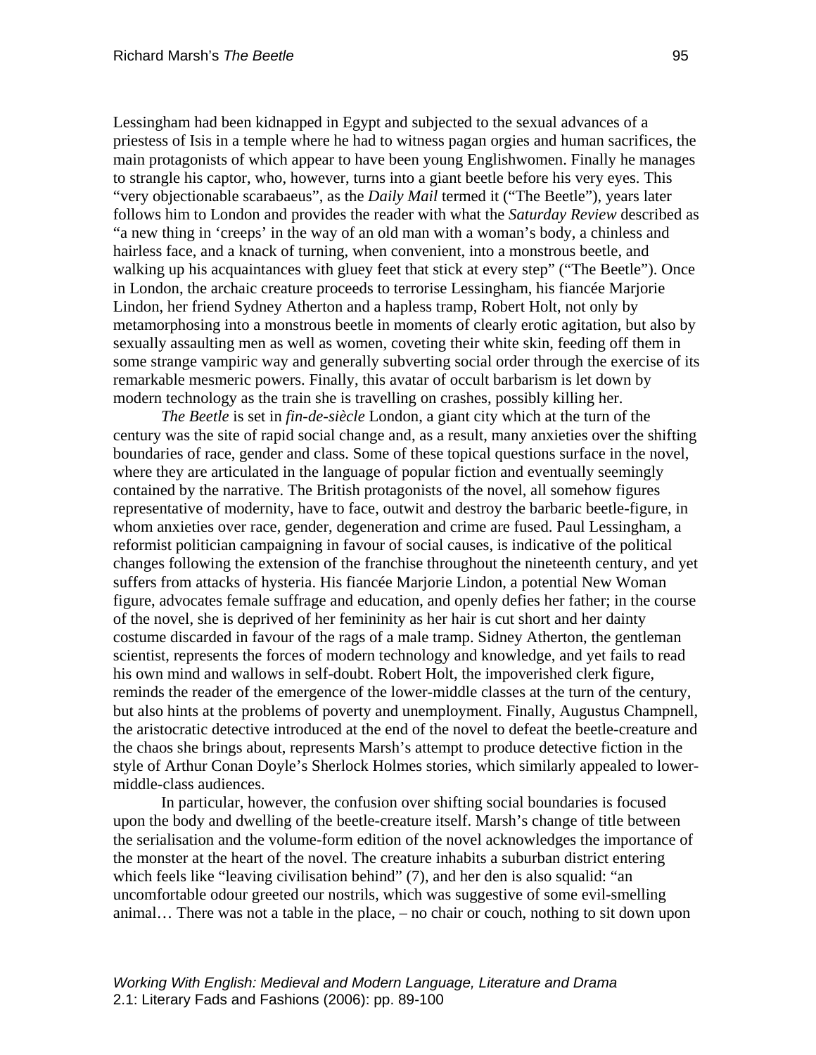Lessingham had been kidnapped in Egypt and subjected to the sexual advances of a priestess of Isis in a temple where he had to witness pagan orgies and human sacrifices, the main protagonists of which appear to have been young Englishwomen. Finally he manages to strangle his captor, who, however, turns into a giant beetle before his very eyes. This "very objectionable scarabaeus", as the *Daily Mail* termed it ("The Beetle"), years later follows him to London and provides the reader with what the *Saturday Review* described as "a new thing in 'creeps' in the way of an old man with a woman's body, a chinless and hairless face, and a knack of turning, when convenient, into a monstrous beetle, and walking up his acquaintances with gluey feet that stick at every step" ("The Beetle"). Once in London, the archaic creature proceeds to terrorise Lessingham, his fiancée Marjorie Lindon, her friend Sydney Atherton and a hapless tramp, Robert Holt, not only by metamorphosing into a monstrous beetle in moments of clearly erotic agitation, but also by sexually assaulting men as well as women, coveting their white skin, feeding off them in some strange vampiric way and generally subverting social order through the exercise of its remarkable mesmeric powers. Finally, this avatar of occult barbarism is let down by modern technology as the train she is travelling on crashes, possibly killing her.

*The Beetle* is set in *fin-de-siècle* London, a giant city which at the turn of the century was the site of rapid social change and, as a result, many anxieties over the shifting boundaries of race, gender and class. Some of these topical questions surface in the novel, where they are articulated in the language of popular fiction and eventually seemingly contained by the narrative. The British protagonists of the novel, all somehow figures representative of modernity, have to face, outwit and destroy the barbaric beetle-figure, in whom anxieties over race, gender, degeneration and crime are fused. Paul Lessingham, a reformist politician campaigning in favour of social causes, is indicative of the political changes following the extension of the franchise throughout the nineteenth century, and yet suffers from attacks of hysteria. His fiancée Marjorie Lindon, a potential New Woman figure, advocates female suffrage and education, and openly defies her father; in the course of the novel, she is deprived of her femininity as her hair is cut short and her dainty costume discarded in favour of the rags of a male tramp. Sidney Atherton, the gentleman scientist, represents the forces of modern technology and knowledge, and yet fails to read his own mind and wallows in self-doubt. Robert Holt, the impoverished clerk figure, reminds the reader of the emergence of the lower-middle classes at the turn of the century, but also hints at the problems of poverty and unemployment. Finally, Augustus Champnell, the aristocratic detective introduced at the end of the novel to defeat the beetle-creature and the chaos she brings about, represents Marsh's attempt to produce detective fiction in the style of Arthur Conan Doyle's Sherlock Holmes stories, which similarly appealed to lower-middle-class audiences.

In particular, however, the confusion over shifting social boundaries is focused upon the body and dwelling of the beetle-creature itself. Marsh's change of title between the serialisation and the volume-form edition of the novel acknowledges the importance of the monster at the heart of the novel. The creature inhabits a suburban district entering which feels like "leaving civilisation behind" (7), and her den is also squalid: "an uncomfortable odour greeted our nostrils, which was suggestive of some evil-smelling animal… There was not a table in the place, – no chair or couch, nothing to sit down upon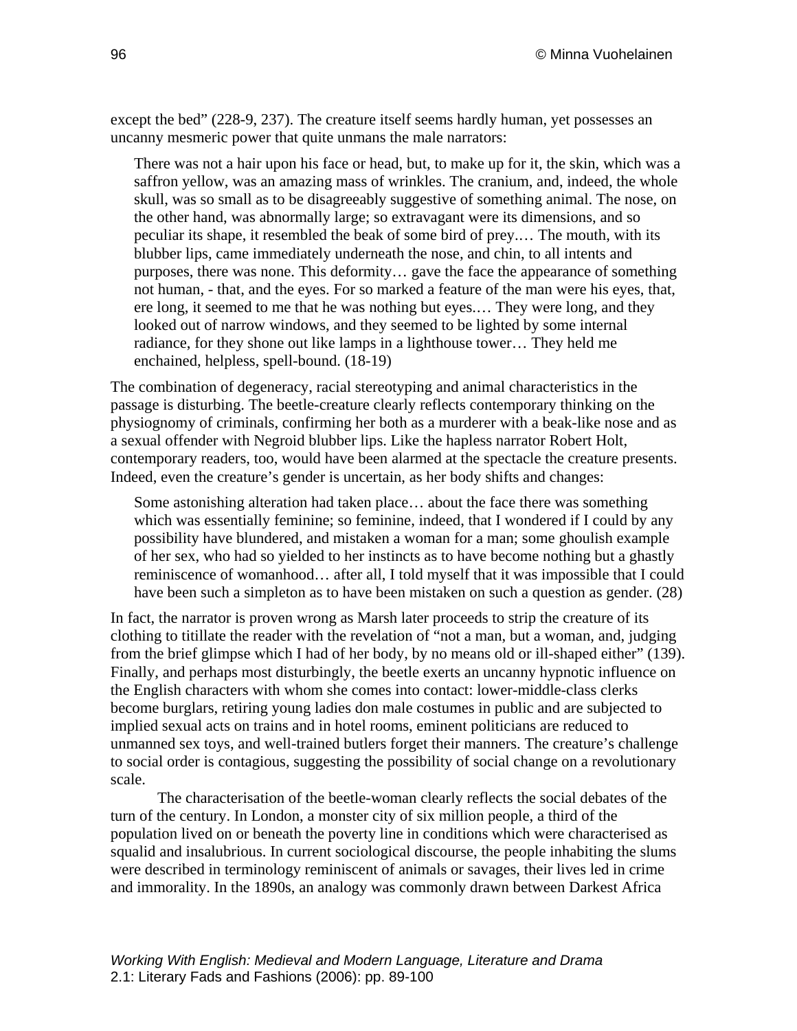except the bed" (228-9, 237). The creature itself seems hardly human, yet possesses an uncanny mesmeric power that quite unmans the male narrators:

> There was not a hair upon his face or head, but, to make up for it, the skin, which was a saffron yellow, was an amazing mass of wrinkles. The cranium, and, indeed, the whole skull, was so small as to be disagreeably suggestive of something animal. The nose, on the other hand, was abnormally large; so extravagant were its dimensions, and so peculiar its shape, it resembled the beak of some bird of prey.… The mouth, with its blubber lips, came immediately underneath the nose, and chin, to all intents and purposes, there was none. This deformity… gave the face the appearance of something not human, - that, and the eyes. For so marked a feature of the man were his eyes, that, ere long, it seemed to me that he was nothing but eyes.… They were long, and they looked out of narrow windows, and they seemed to be lighted by some internal radiance, for they shone out like lamps in a lighthouse tower… They held me enchained, helpless, spell-bound. (18-19)

The combination of degeneracy, racial stereotyping and animal characteristics in the passage is disturbing. The beetle-creature clearly reflects contemporary thinking on the physiognomy of criminals, confirming her both as a murderer with a beak-like nose and as a sexual offender with Negroid blubber lips. Like the hapless narrator Robert Holt, contemporary readers, too, would have been alarmed at the spectacle the creature presents. Indeed, even the creature's gender is uncertain, as her body shifts and changes:

> Some astonishing alteration had taken place… about the face there was something which was essentially feminine; so feminine, indeed, that I wondered if I could by any possibility have blundered, and mistaken a woman for a man; some ghoulish example of her sex, who had so yielded to her instincts as to have become nothing but a ghastly reminiscence of womanhood… after all, I told myself that it was impossible that I could have been such a simpleton as to have been mistaken on such a question as gender. (28)

In fact, the narrator is proven wrong as Marsh later proceeds to strip the creature of its clothing to titillate the reader with the revelation of "not a man, but a woman, and, judging from the brief glimpse which I had of her body, by no means old or ill-shaped either" (139). Finally, and perhaps most disturbingly, the beetle exerts an uncanny hypnotic influence on the English characters with whom she comes into contact: lower-middle-class clerks become burglars, retiring young ladies don male costumes in public and are subjected to implied sexual acts on trains and in hotel rooms, eminent politicians are reduced to unmanned sex toys, and well-trained butlers forget their manners. The creature's challenge to social order is contagious, suggesting the possibility of social change on a revolutionary scale.

The characterisation of the beetle-woman clearly reflects the social debates of the turn of the century. In London, a monster city of six million people, a third of the population lived on or beneath the poverty line in conditions which were characterised as squalid and insalubrious. In current sociological discourse, the people inhabiting the slums were described in terminology reminiscent of animals or savages, their lives led in crime and immorality. In the 1890s, an analogy was commonly drawn between Darkest Africa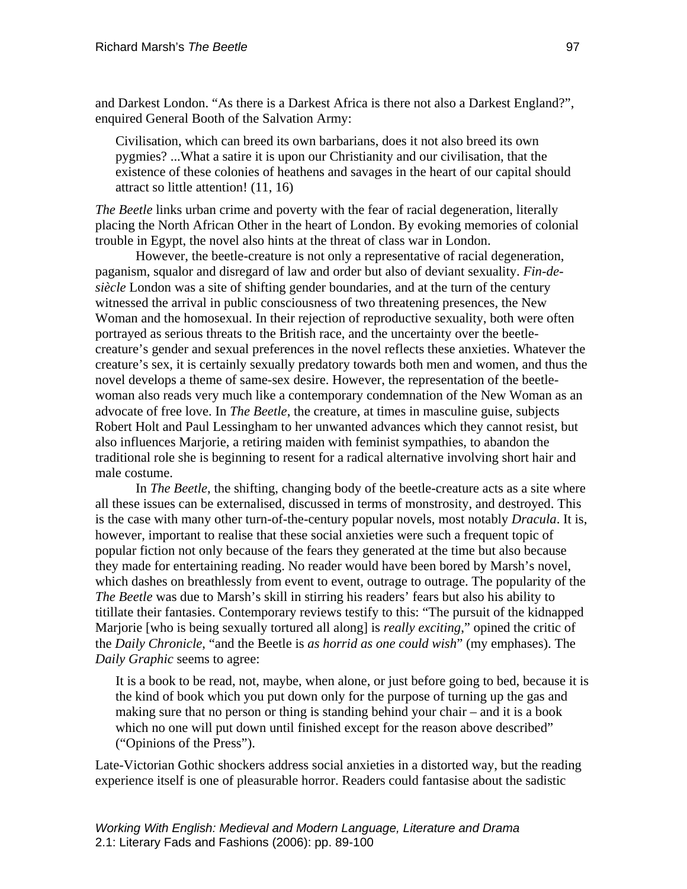and Darkest London. "As there is a Darkest Africa is there not also a Darkest England?", enquired General Booth of the Salvation Army:

> Civilisation, which can breed its own barbarians, does it not also breed its own pygmies? ...What a satire it is upon our Christianity and our civilisation, that the existence of these colonies of heathens and savages in the heart of our capital should attract so little attention! (11, 16)

*The Beetle* links urban crime and poverty with the fear of racial degeneration, literally placing the North African Other in the heart of London. By evoking memories of colonial trouble in Egypt, the novel also hints at the threat of class war in London.

However, the beetle-creature is not only a representative of racial degeneration, paganism, squalor and disregard of law and order but also of deviant sexuality. *Fin-de-siècle* London was a site of shifting gender boundaries, and at the turn of the century witnessed the arrival in public consciousness of two threatening presences, the New Woman and the homosexual. In their rejection of reproductive sexuality, both were often portrayed as serious threats to the British race, and the uncertainty over the beetle-creature's gender and sexual preferences in the novel reflects these anxieties. Whatever the creature's sex, it is certainly sexually predatory towards both men and women, and thus the novel develops a theme of same-sex desire. However, the representation of the beetle-woman also reads very much like a contemporary condemnation of the New Woman as an advocate of free love. In *The Beetle*, the creature, at times in masculine guise, subjects Robert Holt and Paul Lessingham to her unwanted advances which they cannot resist, but also influences Marjorie, a retiring maiden with feminist sympathies, to abandon the traditional role she is beginning to resent for a radical alternative involving short hair and male costume.

In *The Beetle*, the shifting, changing body of the beetle-creature acts as a site where all these issues can be externalised, discussed in terms of monstrosity, and destroyed. This is the case with many other turn-of-the-century popular novels, most notably *Dracula*. It is, however, important to realise that these social anxieties were such a frequent topic of popular fiction not only because of the fears they generated at the time but also because they made for entertaining reading. No reader would have been bored by Marsh's novel, which dashes on breathlessly from event to event, outrage to outrage. The popularity of the *The Beetle* was due to Marsh's skill in stirring his readers' fears but also his ability to titillate their fantasies. Contemporary reviews testify to this: "The pursuit of the kidnapped Marjorie [who is being sexually tortured all along] is *really exciting*," opined the critic of the *Daily Chronicle*, "and the Beetle is *as horrid as one could wish*" (my emphases). The *Daily Graphic* seems to agree:

> It is a book to be read, not, maybe, when alone, or just before going to bed, because it is the kind of book which you put down only for the purpose of turning up the gas and making sure that no person or thing is standing behind your chair – and it is a book which no one will put down until finished except for the reason above described" ("Opinions of the Press").

Late-Victorian Gothic shockers address social anxieties in a distorted way, but the reading experience itself is one of pleasurable horror. Readers could fantasise about the sadistic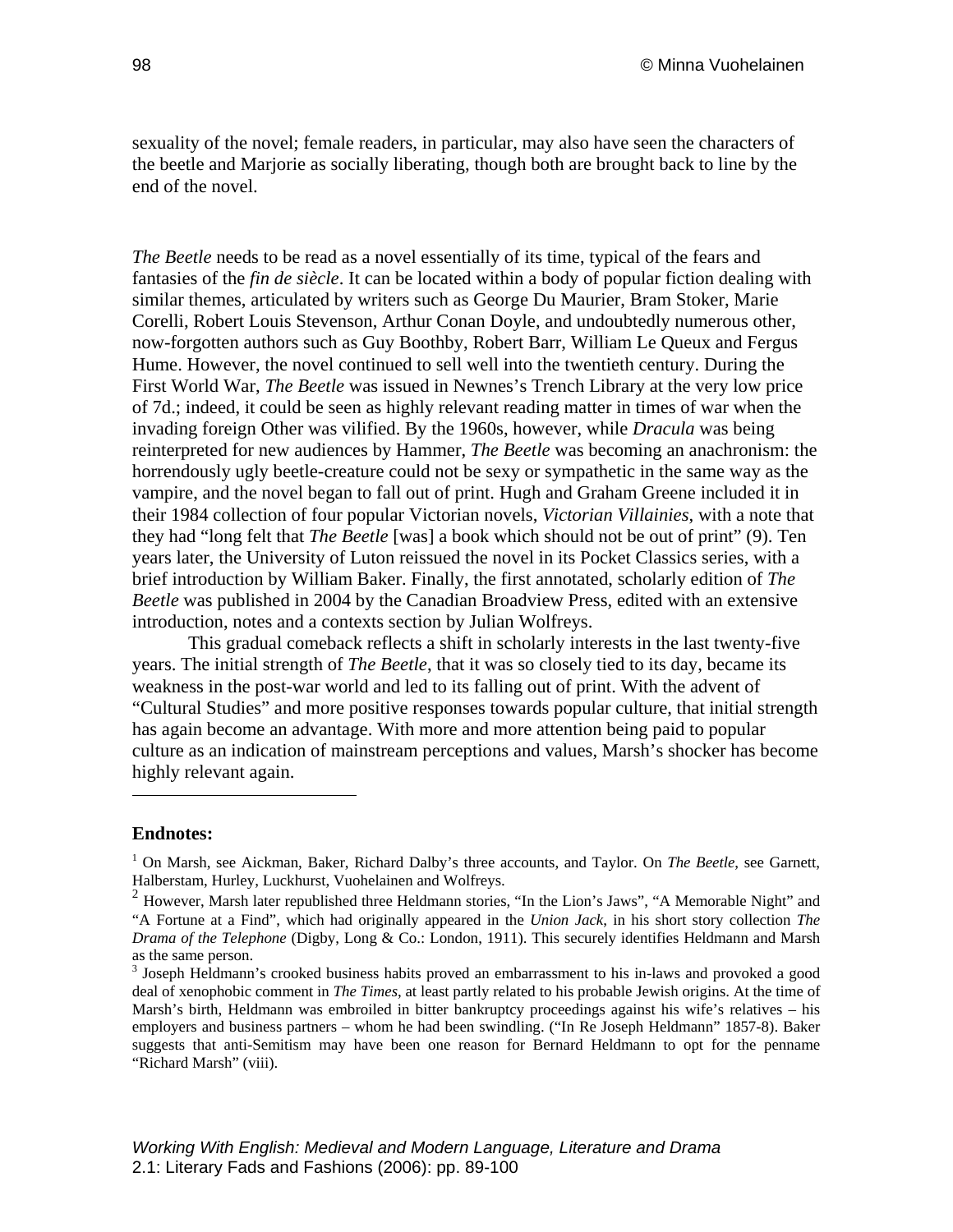sexuality of the novel; female readers, in particular, may also have seen the characters of the beetle and Marjorie as socially liberating, though both are brought back to line by the end of the novel.

*The Beetle* needs to be read as a novel essentially of its time, typical of the fears and fantasies of the *fin de siècle*. It can be located within a body of popular fiction dealing with similar themes, articulated by writers such as George Du Maurier, Bram Stoker, Marie Corelli, Robert Louis Stevenson, Arthur Conan Doyle, and undoubtedly numerous other, now-forgotten authors such as Guy Boothby, Robert Barr, William Le Queux and Fergus Hume. However, the novel continued to sell well into the twentieth century. During the First World War, *The Beetle* was issued in Newnes's Trench Library at the very low price of 7d.; indeed, it could be seen as highly relevant reading matter in times of war when the invading foreign Other was vilified. By the 1960s, however, while *Dracula* was being reinterpreted for new audiences by Hammer, *The Beetle* was becoming an anachronism: the horrendously ugly beetle-creature could not be sexy or sympathetic in the same way as the vampire, and the novel began to fall out of print. Hugh and Graham Greene included it in their 1984 collection of four popular Victorian novels, *Victorian Villainies*, with a note that they had "long felt that *The Beetle* [was] a book which should not be out of print" (9). Ten years later, the University of Luton reissued the novel in its Pocket Classics series, with a brief introduction by William Baker. Finally, the first annotated, scholarly edition of *The Beetle* was published in 2004 by the Canadian Broadview Press, edited with an extensive introduction, notes and a contexts section by Julian Wolfreys.

This gradual comeback reflects a shift in scholarly interests in the last twenty-five years. The initial strength of *The Beetle*, that it was so closely tied to its day, became its weakness in the post-war world and led to its falling out of print. With the advent of "Cultural Studies" and more positive responses towards popular culture, that initial strength has again become an advantage. With more and more attention being paid to popular culture as an indication of mainstream perceptions and values, Marsh's shocker has become highly relevant again.

---

**Endnotes:**

[1] On Marsh, see Aickman, Baker, Richard Dalby's three accounts, and Taylor. On *The Beetle*, see Garnett, Halberstam, Hurley, Luckhurst, Vuohelainen and Wolfreys.

[2] However, Marsh later republished three Heldmann stories, "In the Lion's Jaws", "A Memorable Night" and "A Fortune at a Find", which had originally appeared in the *Union Jack*, in his short story collection *The Drama of the Telephone* (Digby, Long & Co.: London, 1911). This securely identifies Heldmann and Marsh as the same person.

[3] Joseph Heldmann's crooked business habits proved an embarrassment to his in-laws and provoked a good deal of xenophobic comment in *The Times*, at least partly related to his probable Jewish origins. At the time of Marsh's birth, Heldmann was embroiled in bitter bankruptcy proceedings against his wife's relatives – his employers and business partners – whom he had been swindling. ("In Re Joseph Heldmann" 1857-8). Baker suggests that anti-Semitism may have been one reason for Bernard Heldmann to opt for the penname "Richard Marsh" (viii).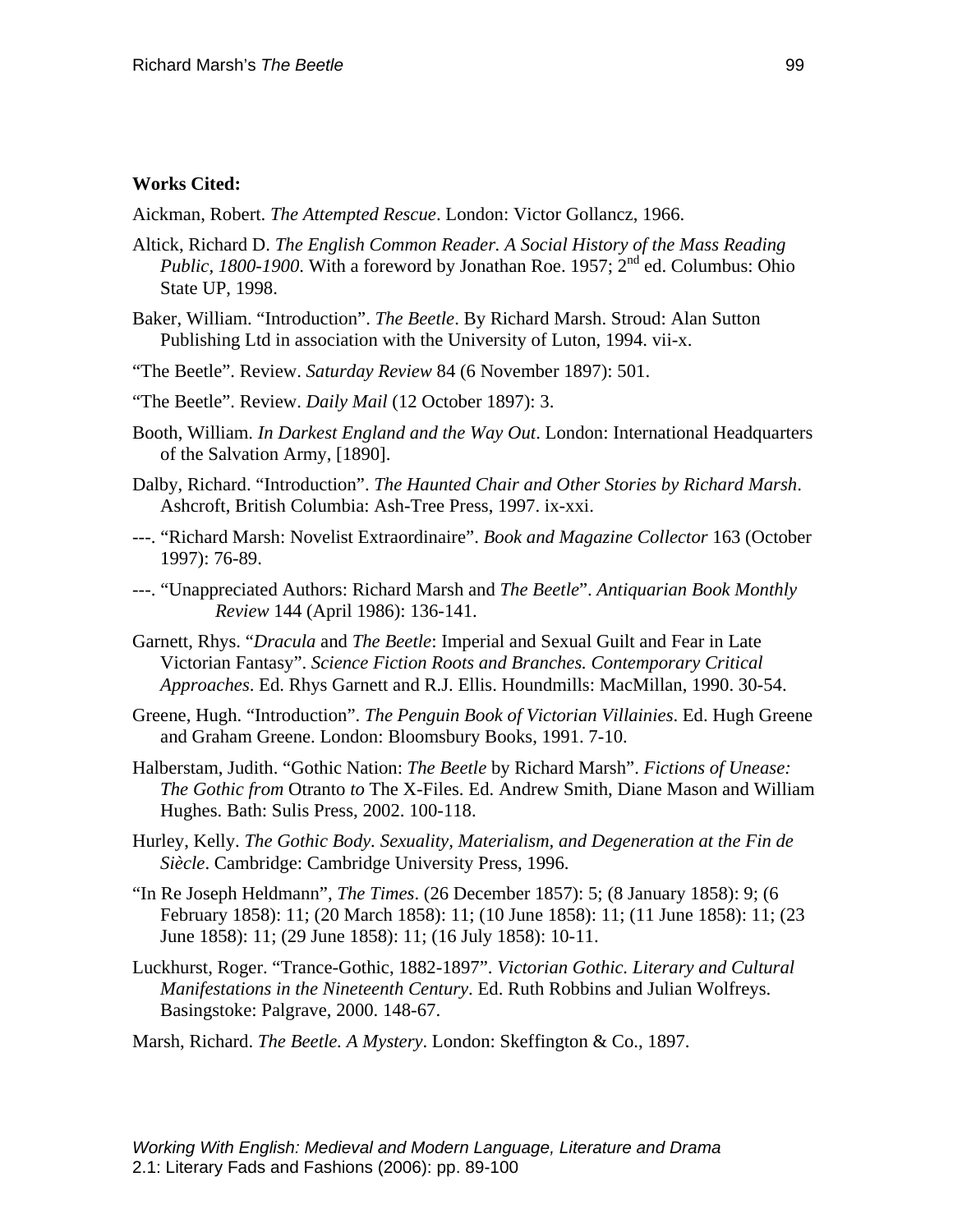**Works Cited:**

Aickman, Robert. *The Attempted Rescue*. London: Victor Gollancz, 1966.

Altick, Richard D. *The English Common Reader. A Social History of the Mass Reading Public, 1800-1900*. With a foreword by Jonathan Roe. 1957; 2nd ed. Columbus: Ohio State UP, 1998.

Baker, William. "Introduction". *The Beetle*. By Richard Marsh. Stroud: Alan Sutton Publishing Ltd in association with the University of Luton, 1994. vii-x.

"The Beetle". Review. *Saturday Review* 84 (6 November 1897): 501.

"The Beetle". Review. *Daily Mail* (12 October 1897): 3.

Booth, William. *In Darkest England and the Way Out*. London: International Headquarters of the Salvation Army, [1890].

Dalby, Richard. "Introduction". *The Haunted Chair and Other Stories by Richard Marsh*. Ashcroft, British Columbia: Ash-Tree Press, 1997. ix-xxi.

---. "Richard Marsh: Novelist Extraordinaire". *Book and Magazine Collector* 163 (October 1997): 76-89.

---. "Unappreciated Authors: Richard Marsh and *The Beetle*". *Antiquarian Book Monthly Review* 144 (April 1986): 136-141.

Garnett, Rhys. "*Dracula* and *The Beetle*: Imperial and Sexual Guilt and Fear in Late Victorian Fantasy". *Science Fiction Roots and Branches. Contemporary Critical Approaches*. Ed. Rhys Garnett and R.J. Ellis. Houndmills: MacMillan, 1990. 30-54.

Greene, Hugh. "Introduction". *The Penguin Book of Victorian Villainies*. Ed. Hugh Greene and Graham Greene. London: Bloomsbury Books, 1991. 7-10.

Halberstam, Judith. "Gothic Nation: *The Beetle* by Richard Marsh". *Fictions of Unease: The Gothic from* Otranto *to* The X-Files. Ed. Andrew Smith, Diane Mason and William Hughes. Bath: Sulis Press, 2002. 100-118.

Hurley, Kelly. *The Gothic Body. Sexuality, Materialism, and Degeneration at the Fin de Siècle*. Cambridge: Cambridge University Press, 1996.

"In Re Joseph Heldmann", *The Times*. (26 December 1857): 5; (8 January 1858): 9; (6 February 1858): 11; (20 March 1858): 11; (10 June 1858): 11; (11 June 1858): 11; (23 June 1858): 11; (29 June 1858): 11; (16 July 1858): 10-11.

Luckhurst, Roger. "Trance-Gothic, 1882-1897". *Victorian Gothic. Literary and Cultural Manifestations in the Nineteenth Century*. Ed. Ruth Robbins and Julian Wolfreys. Basingstoke: Palgrave, 2000. 148-67.

Marsh, Richard. *The Beetle. A Mystery*. London: Skeffington & Co., 1897.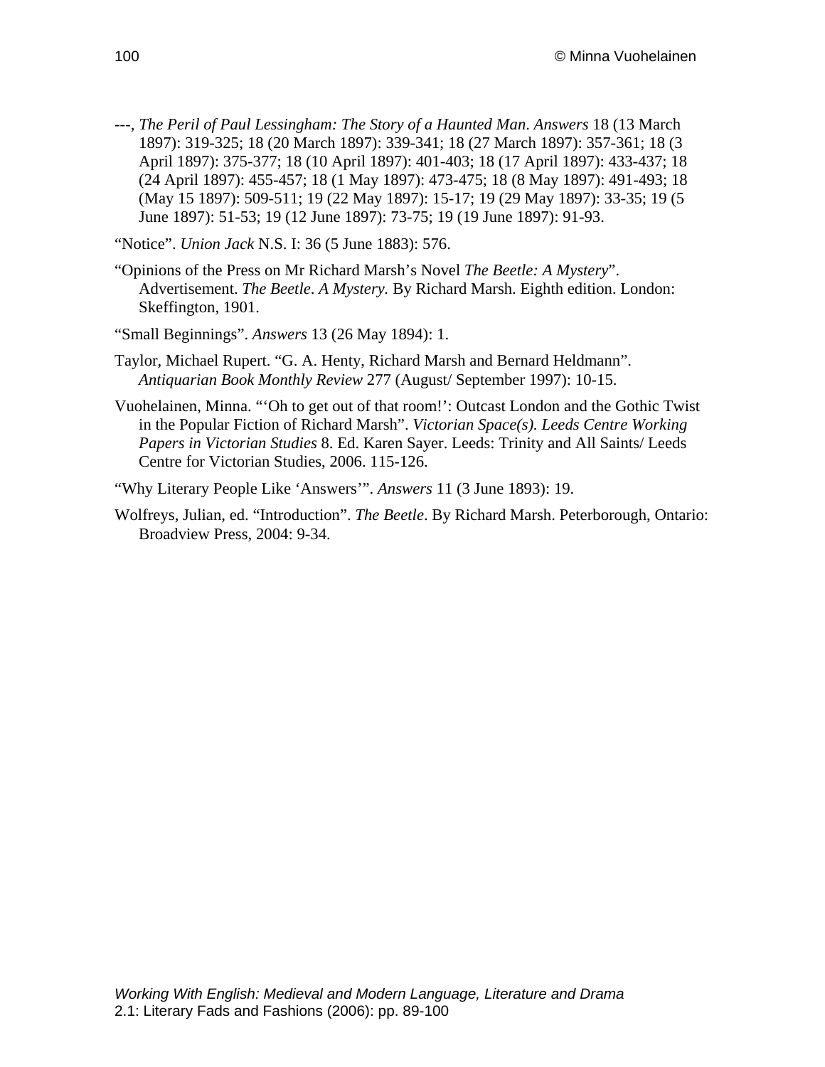---, *The Peril of Paul Lessingham: The Story of a Haunted Man*. *Answers* 18 (13 March 1897): 319-325; 18 (20 March 1897): 339-341; 18 (27 March 1897): 357-361; 18 (3 April 1897): 375-377; 18 (10 April 1897): 401-403; 18 (17 April 1897): 433-437; 18 (24 April 1897): 455-457; 18 (1 May 1897): 473-475; 18 (8 May 1897): 491-493; 18 (May 15 1897): 509-511; 19 (22 May 1897): 15-17; 19 (29 May 1897): 33-35; 19 (5 June 1897): 51-53; 19 (12 June 1897): 73-75; 19 (19 June 1897): 91-93.

"Notice". *Union Jack* N.S. I: 36 (5 June 1883): 576.

"Opinions of the Press on Mr Richard Marsh's Novel *The Beetle: A Mystery*". Advertisement. *The Beetle*. *A Mystery.* By Richard Marsh. Eighth edition. London: Skeffington, 1901.

"Small Beginnings". *Answers* 13 (26 May 1894): 1.

Taylor, Michael Rupert. "G. A. Henty, Richard Marsh and Bernard Heldmann". *Antiquarian Book Monthly Review* 277 (August/ September 1997): 10-15.

Vuohelainen, Minna. "'Oh to get out of that room!': Outcast London and the Gothic Twist in the Popular Fiction of Richard Marsh". *Victorian Space(s). Leeds Centre Working Papers in Victorian Studies* 8. Ed. Karen Sayer. Leeds: Trinity and All Saints/ Leeds Centre for Victorian Studies, 2006. 115-126.

"Why Literary People Like 'Answers'". *Answers* 11 (3 June 1893): 19.

Wolfreys, Julian, ed. "Introduction". *The Beetle*. By Richard Marsh. Peterborough, Ontario: Broadview Press, 2004: 9-34.